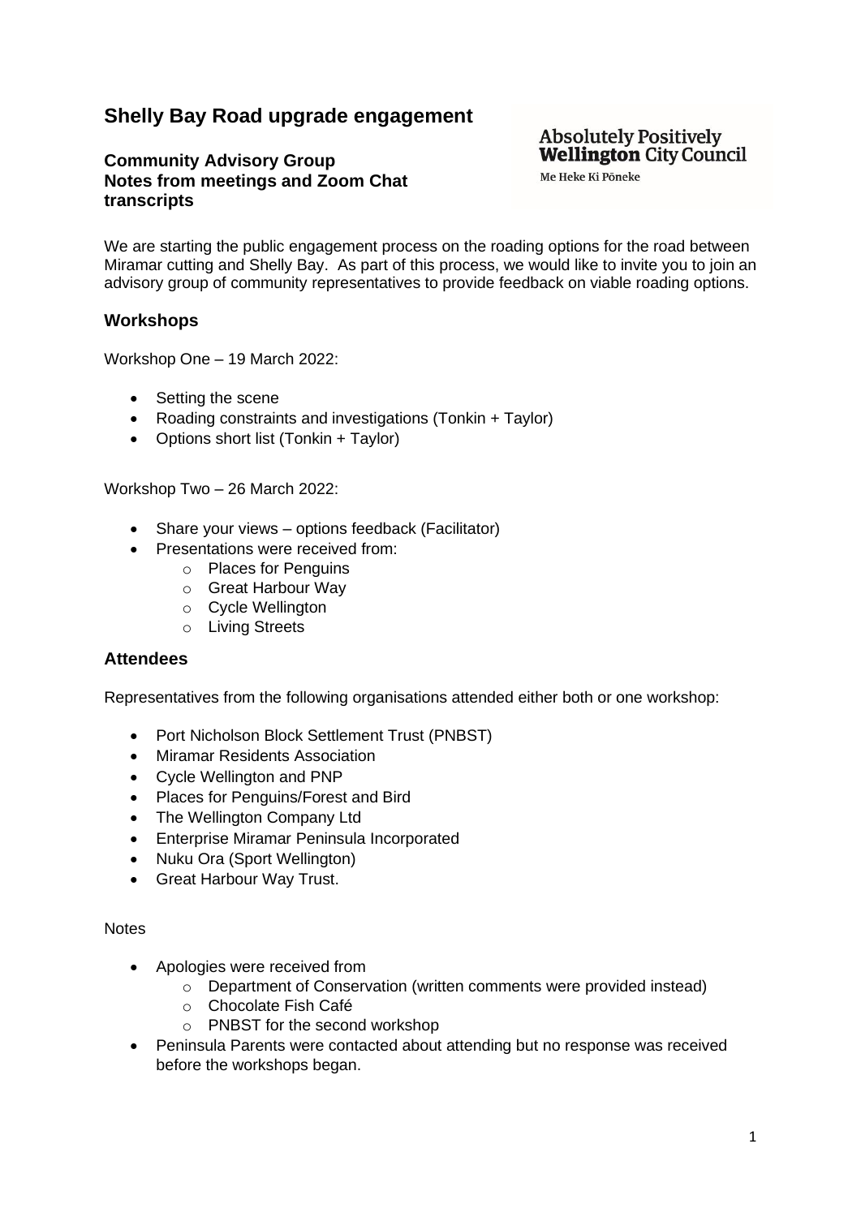# Shelly Bay Road upgrade engagement

### Community Advisory Group
### Notes from meetings and Zoom Chat transcripts

Absolutely Positively **Wellington** City Council
Me Heke Ki Pōneke

We are starting the public engagement process on the roading options for the road between Miramar cutting and Shelly Bay. As part of this process, we would like to invite you to join an advisory group of community representatives to provide feedback on viable roading options.

## Workshops

Workshop One – 19 March 2022:

- Setting the scene
- Roading constraints and investigations (Tonkin + Taylor)
- Options short list (Tonkin + Taylor)

Workshop Two – 26 March 2022:

- Share your views – options feedback (Facilitator)
- Presentations were received from:
  - Places for Penguins
  - Great Harbour Way
  - Cycle Wellington
  - Living Streets

## Attendees

Representatives from the following organisations attended either both or one workshop:

- Port Nicholson Block Settlement Trust (PNBST)
- Miramar Residents Association
- Cycle Wellington and PNP
- Places for Penguins/Forest and Bird
- The Wellington Company Ltd
- Enterprise Miramar Peninsula Incorporated
- Nuku Ora (Sport Wellington)
- Great Harbour Way Trust.

Notes

- Apologies were received from
  - Department of Conservation (written comments were provided instead)
  - Chocolate Fish Café
  - PNBST for the second workshop
- Peninsula Parents were contacted about attending but no response was received before the workshops began.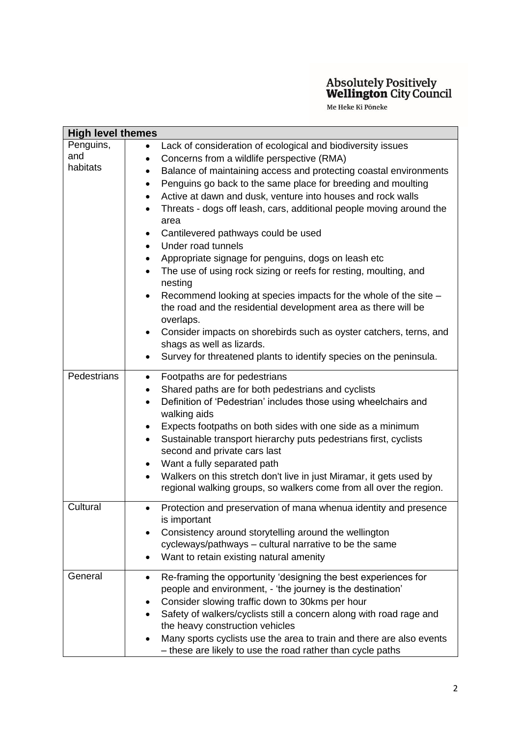Absolutely Positively **Wellington** City Council
Me Heke Ki Pōneke

| **High level themes** | |
|---|---|
| Penguins, and habitats | • Lack of consideration of ecological and biodiversity issues<br>• Concerns from a wildlife perspective (RMA)<br>• Balance of maintaining access and protecting coastal environments<br>• Penguins go back to the same place for breeding and moulting<br>• Active at dawn and dusk, venture into houses and rock walls<br>• Threats - dogs off leash, cars, additional people moving around the area<br>• Cantilevered pathways could be used<br>• Under road tunnels<br>• Appropriate signage for penguins, dogs on leash etc<br>• The use of using rock sizing or reefs for resting, moulting, and nesting<br>• Recommend looking at species impacts for the whole of the site – the road and the residential development area as there will be overlaps.<br>• Consider impacts on shorebirds such as oyster catchers, terns, and shags as well as lizards.<br>• Survey for threatened plants to identify species on the peninsula. |
| Pedestrians | • Footpaths are for pedestrians<br>• Shared paths are for both pedestrians and cyclists<br>• Definition of 'Pedestrian' includes those using wheelchairs and walking aids<br>• Expects footpaths on both sides with one side as a minimum<br>• Sustainable transport hierarchy puts pedestrians first, cyclists second and private cars last<br>• Want a fully separated path<br>• Walkers on this stretch don't live in just Miramar, it gets used by regional walking groups, so walkers come from all over the region. |
| Cultural | • Protection and preservation of mana whenua identity and presence is important<br>• Consistency around storytelling around the wellington cycleways/pathways – cultural narrative to be the same<br>• Want to retain existing natural amenity |
| General | • Re-framing the opportunity 'designing the best experiences for people and environment, - 'the journey is the destination'<br>• Consider slowing traffic down to 30kms per hour<br>• Safety of walkers/cyclists still a concern along with road rage and the heavy construction vehicles<br>• Many sports cyclists use the area to train and there are also events – these are likely to use the road rather than cycle paths |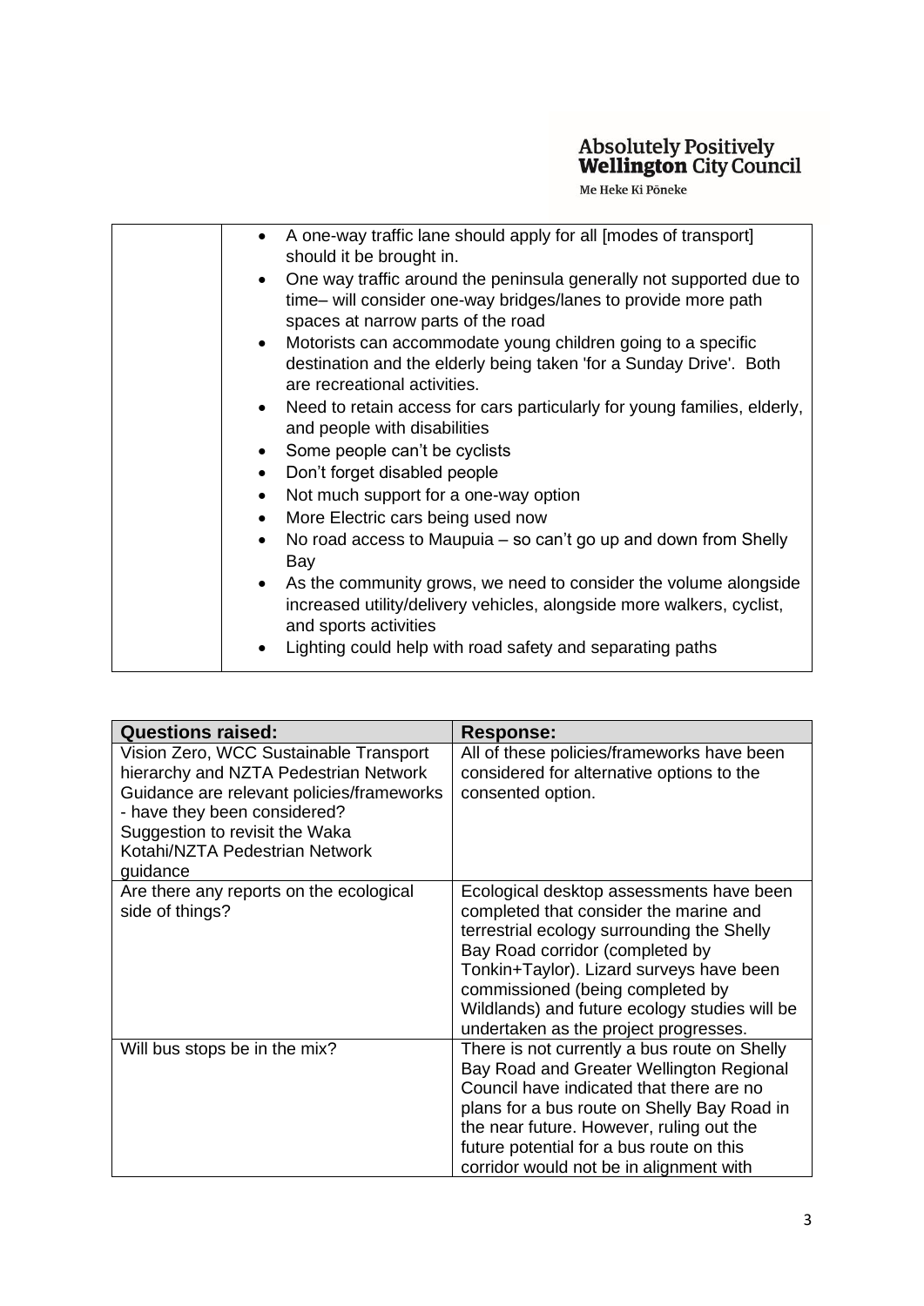| | |
|---|---|
| | • A one-way traffic lane should apply for all [modes of transport] should it be brought in.<br>• One way traffic around the peninsula generally not supported due to time– will consider one-way bridges/lanes to provide more path spaces at narrow parts of the road<br>• Motorists can accommodate young children going to a specific destination and the elderly being taken 'for a Sunday Drive'. Both are recreational activities.<br>• Need to retain access for cars particularly for young families, elderly, and people with disabilities<br>• Some people can't be cyclists<br>• Don't forget disabled people<br>• Not much support for a one-way option<br>• More Electric cars being used now<br>• No road access to Maupuia – so can't go up and down from Shelly Bay<br>• As the community grows, we need to consider the volume alongside increased utility/delivery vehicles, alongside more walkers, cyclist, and sports activities<br>• Lighting could help with road safety and separating paths |

| **Questions raised:** | **Response:** |
|---|---|
| Vision Zero, WCC Sustainable Transport hierarchy and NZTA Pedestrian Network Guidance are relevant policies/frameworks - have they been considered? Suggestion to revisit the Waka Kotahi/NZTA Pedestrian Network guidance | All of these policies/frameworks have been considered for alternative options to the consented option. |
| Are there any reports on the ecological side of things? | Ecological desktop assessments have been completed that consider the marine and terrestrial ecology surrounding the Shelly Bay Road corridor (completed by Tonkin+Taylor). Lizard surveys have been commissioned (being completed by Wildlands) and future ecology studies will be undertaken as the project progresses. |
| Will bus stops be in the mix? | There is not currently a bus route on Shelly Bay Road and Greater Wellington Regional Council have indicated that there are no plans for a bus route on Shelly Bay Road in the near future. However, ruling out the future potential for a bus route on this corridor would not be in alignment with |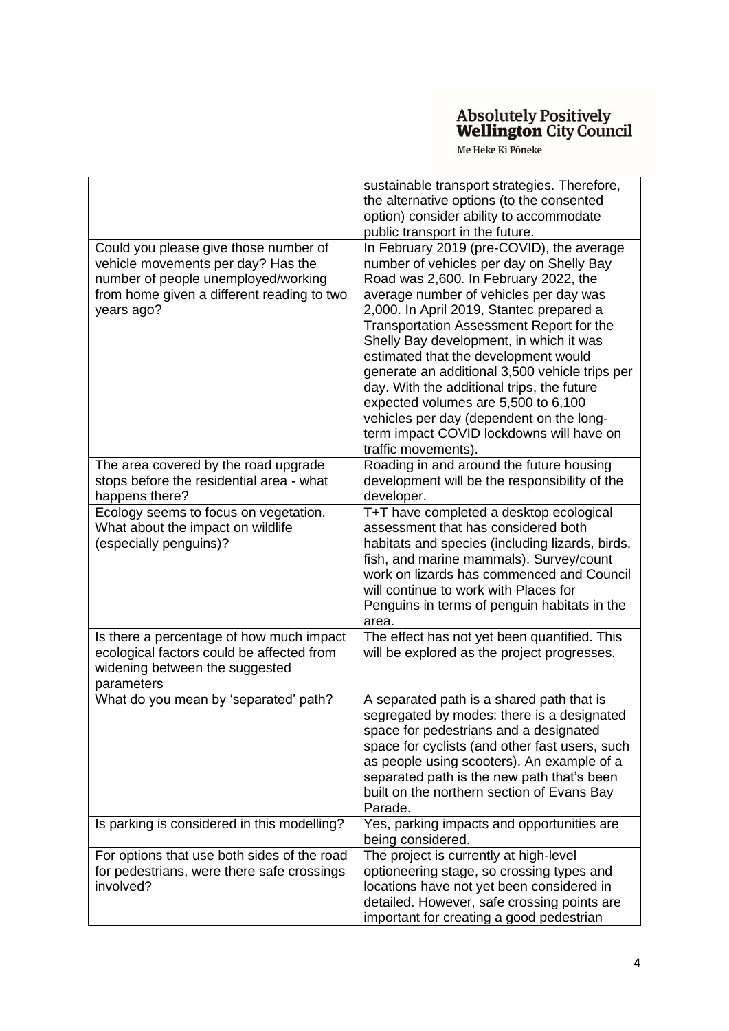| | |
|---|---|
| | sustainable transport strategies. Therefore, the alternative options (to the consented option) consider ability to accommodate public transport in the future. |
| Could you please give those number of vehicle movements per day? Has the number of people unemployed/working from home given a different reading to two years ago? | In February 2019 (pre-COVID), the average number of vehicles per day on Shelly Bay Road was 2,600. In February 2022, the average number of vehicles per day was 2,000. In April 2019, Stantec prepared a Transportation Assessment Report for the Shelly Bay development, in which it was estimated that the development would generate an additional 3,500 vehicle trips per day. With the additional trips, the future expected volumes are 5,500 to 6,100 vehicles per day (dependent on the long-term impact COVID lockdowns will have on traffic movements). |
| The area covered by the road upgrade stops before the residential area - what happens there? | Roading in and around the future housing development will be the responsibility of the developer. |
| Ecology seems to focus on vegetation. What about the impact on wildlife (especially penguins)? | T+T have completed a desktop ecological assessment that has considered both habitats and species (including lizards, birds, fish, and marine mammals). Survey/count work on lizards has commenced and Council will continue to work with Places for Penguins in terms of penguin habitats in the area. |
| Is there a percentage of how much impact ecological factors could be affected from widening between the suggested parameters | The effect has not yet been quantified. This will be explored as the project progresses. |
| What do you mean by 'separated' path? | A separated path is a shared path that is segregated by modes: there is a designated space for pedestrians and a designated space for cyclists (and other fast users, such as people using scooters). An example of a separated path is the new path that's been built on the northern section of Evans Bay Parade. |
| Is parking is considered in this modelling? | Yes, parking impacts and opportunities are being considered. |
| For options that use both sides of the road for pedestrians, were there safe crossings involved? | The project is currently at high-level optioneering stage, so crossing types and locations have not yet been considered in detailed. However, safe crossing points are important for creating a good pedestrian |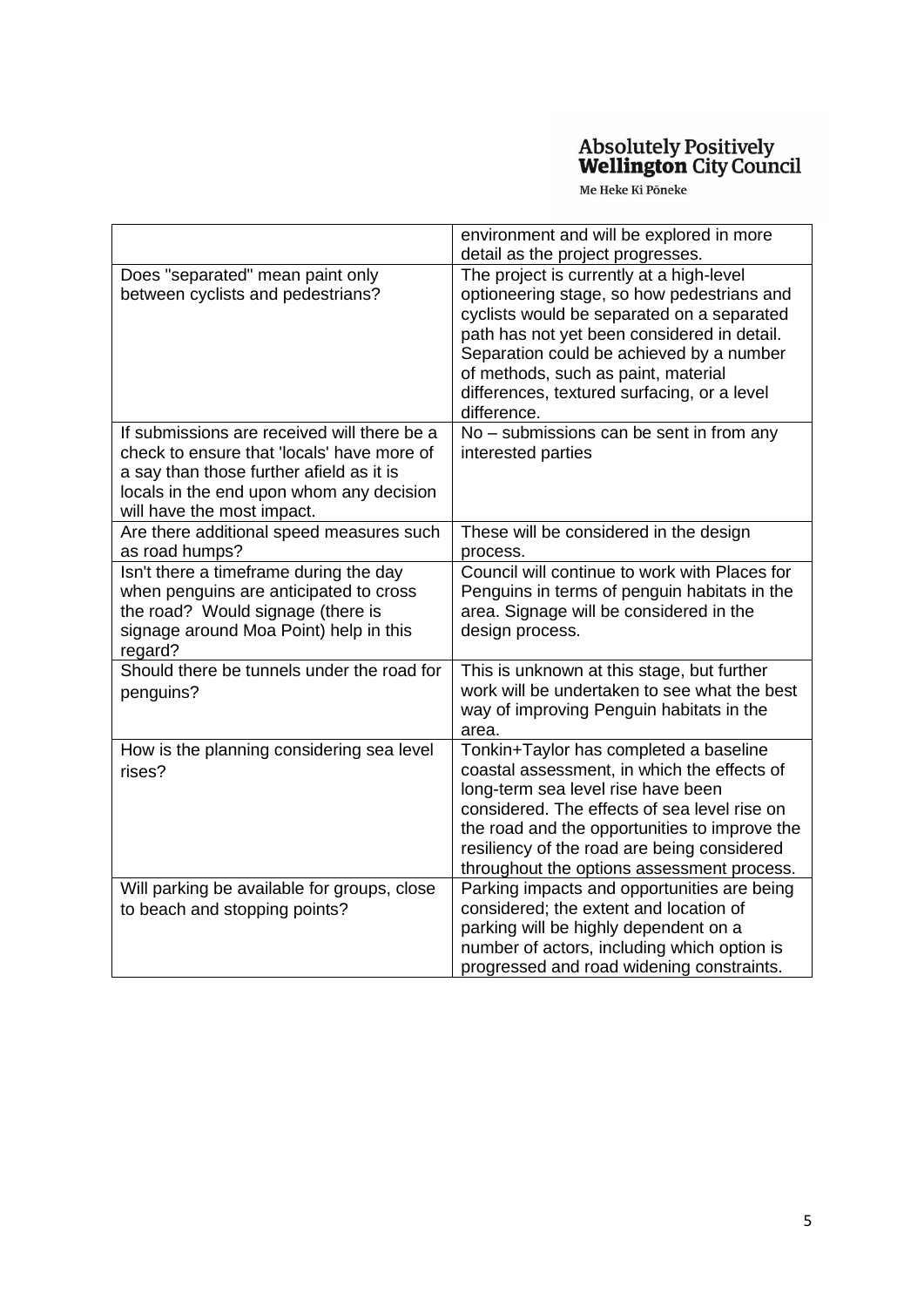| | |
|---|---|
| | environment and will be explored in more detail as the project progresses. |
| Does "separated" mean paint only between cyclists and pedestrians? | The project is currently at a high-level optioneering stage, so how pedestrians and cyclists would be separated on a separated path has not yet been considered in detail. Separation could be achieved by a number of methods, such as paint, material differences, textured surfacing, or a level difference. |
| If submissions are received will there be a check to ensure that 'locals' have more of a say than those further afield as it is locals in the end upon whom any decision will have the most impact. | No – submissions can be sent in from any interested parties |
| Are there additional speed measures such as road humps? | These will be considered in the design process. |
| Isn't there a timeframe during the day when penguins are anticipated to cross the road? Would signage (there is signage around Moa Point) help in this regard? | Council will continue to work with Places for Penguins in terms of penguin habitats in the area. Signage will be considered in the design process. |
| Should there be tunnels under the road for penguins? | This is unknown at this stage, but further work will be undertaken to see what the best way of improving Penguin habitats in the area. |
| How is the planning considering sea level rises? | Tonkin+Taylor has completed a baseline coastal assessment, in which the effects of long-term sea level rise have been considered. The effects of sea level rise on the road and the opportunities to improve the resiliency of the road are being considered throughout the options assessment process. |
| Will parking be available for groups, close to beach and stopping points? | Parking impacts and opportunities are being considered; the extent and location of parking will be highly dependent on a number of actors, including which option is progressed and road widening constraints. |